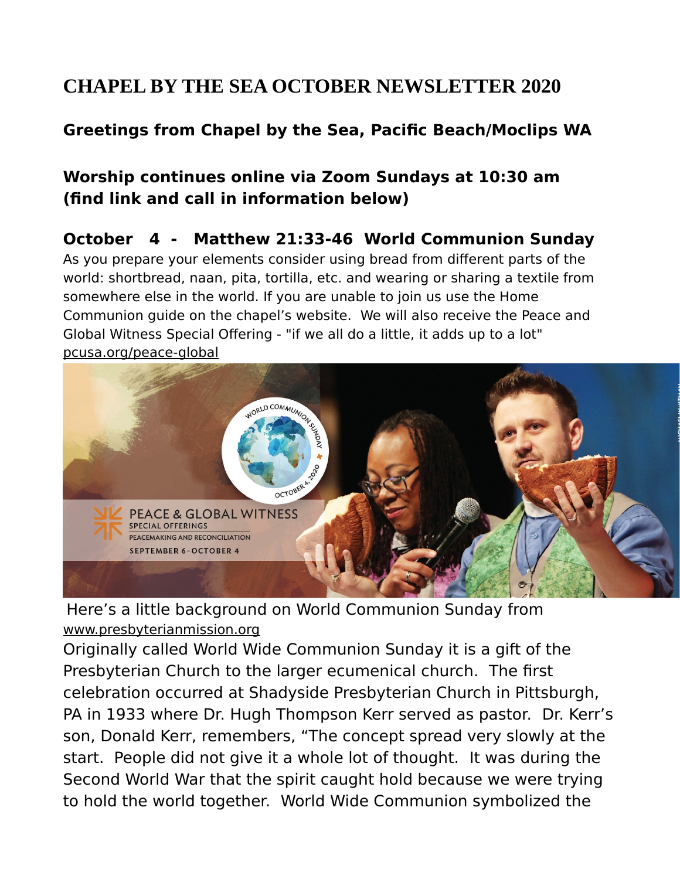# CHAPEL BY THE SEA OCTOBER NEWSLETTER 2020

### Greetings from Chapel by the Sea, Pacific Beach/Moclips WA

### Worship continues online via Zoom Sundays at 10:30 am (find link and call in information below)

### October 4 - Matthew 21:33-46 World Communion Sunday

As you prepare your elements consider using bread from different parts of the world: shortbread, naan, pita, tortilla, etc. and wearing or sharing a textile from somewhere else in the world. If you are unable to join us use the Home Communion guide on the chapel's website. We will also receive the Peace and Global Witness Special Offering - "if we all do a little, it adds up to a lot" pcusa.org/peace-global

Here's a little background on World Communion Sunday from www.presbyterianmission.org

Originally called World Wide Communion Sunday it is a gift of the Presbyterian Church to the larger ecumenical church. The first celebration occurred at Shadyside Presbyterian Church in Pittsburgh, PA in 1933 where Dr. Hugh Thompson Kerr served as pastor. Dr. Kerr's son, Donald Kerr, remembers, "The concept spread very slowly at the start. People did not give it a whole lot of thought. It was during the Second World War that the spirit caught hold because we were trying to hold the world together. World Wide Communion symbolized the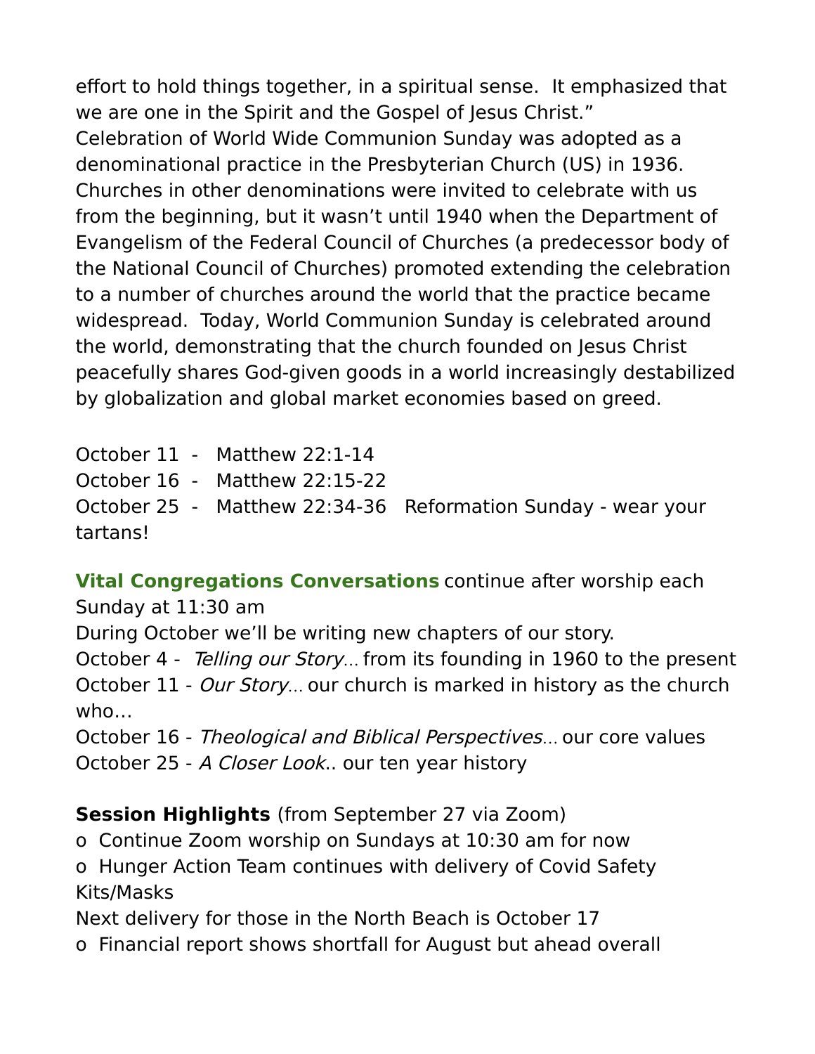effort to hold things together, in a spiritual sense.  It emphasized that we are one in the Spirit and the Gospel of Jesus Christ."
Celebration of World Wide Communion Sunday was adopted as a denominational practice in the Presbyterian Church (US) in 1936. Churches in other denominations were invited to celebrate with us from the beginning, but it wasn't until 1940 when the Department of Evangelism of the Federal Council of Churches (a predecessor body of the National Council of Churches) promoted extending the celebration to a number of churches around the world that the practice became widespread.  Today, World Communion Sunday is celebrated around the world, demonstrating that the church founded on Jesus Christ peacefully shares God-given goods in a world increasingly destabilized by globalization and global market economies based on greed.

October 11  -   Matthew 22:1-14
October 16  -   Matthew 22:15-22
October 25  -   Matthew 22:34-36   Reformation Sunday - wear your tartans!

**Vital Congregations Conversations** continue after worship each Sunday at 11:30 am
During October we'll be writing new chapters of our story.
October 4 -  *Telling our Story*... from its founding in 1960 to the present
October 11 - *Our Story*... our church is marked in history as the church who…
October 16 - *Theological and Biblical Perspectives*... our core values
October 25 - *A Closer Look*.. our ten year history

**Session Highlights** (from September 27 via Zoom)

- Continue Zoom worship on Sundays at 10:30 am for now
- Hunger Action Team continues with delivery of Covid Safety Kits/Masks
  Next delivery for those in the North Beach is October 17
- Financial report shows shortfall for August but ahead overall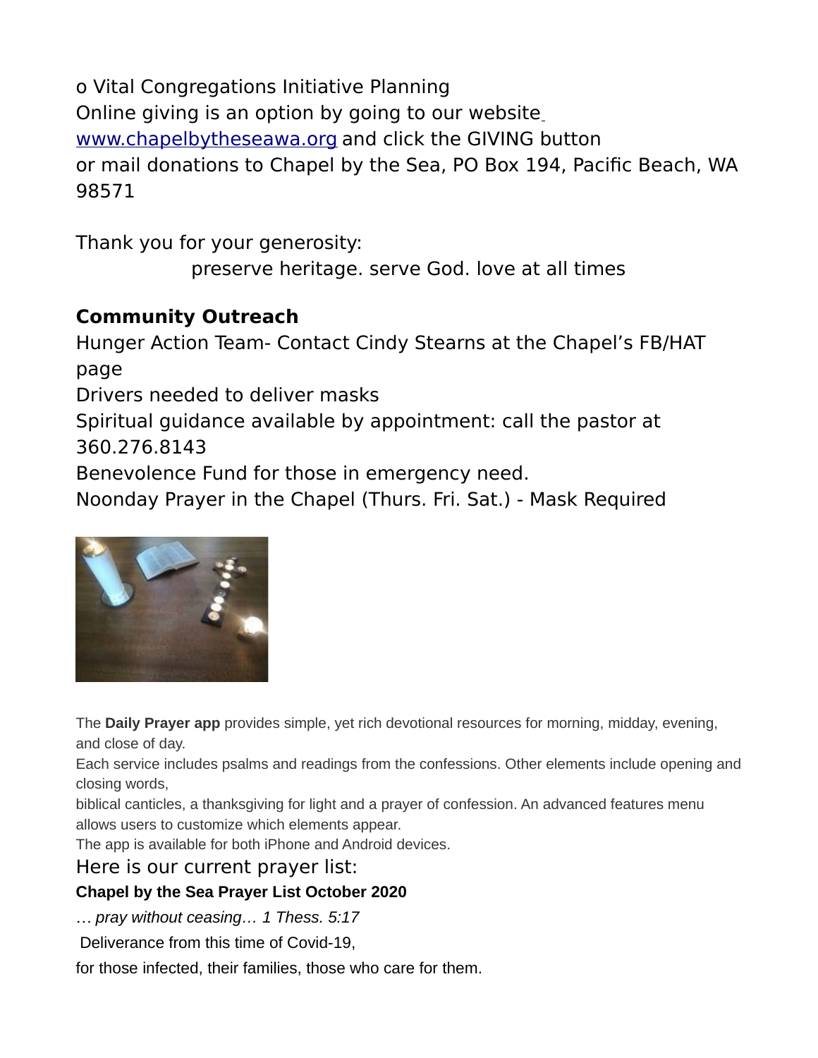o Vital Congregations Initiative Planning

Online giving is an option by going to our website www.chapelbytheseawa.org and click the GIVING button or mail donations to Chapel by the Sea, PO Box 194, Pacific Beach, WA 98571

Thank you for your generosity:

preserve heritage. serve God. love at all times

**Community Outreach**

Hunger Action Team- Contact Cindy Stearns at the Chapel's FB/HAT page

Drivers needed to deliver masks

Spiritual guidance available by appointment: call the pastor at 360.276.8143

Benevolence Fund for those in emergency need.

Noonday Prayer in the Chapel (Thurs. Fri. Sat.) - Mask Required

The **Daily Prayer app** provides simple, yet rich devotional resources for morning, midday, evening, and close of day.

Each service includes psalms and readings from the confessions. Other elements include opening and closing words, biblical canticles, a thanksgiving for light and a prayer of confession. An advanced features menu allows users to customize which elements appear.

The app is available for both iPhone and Android devices.

Here is our current prayer list:

**Chapel by the Sea Prayer List October 2020**

*… pray without ceasing… 1 Thess. 5:17*

Deliverance from this time of Covid-19,

for those infected, their families, those who care for them.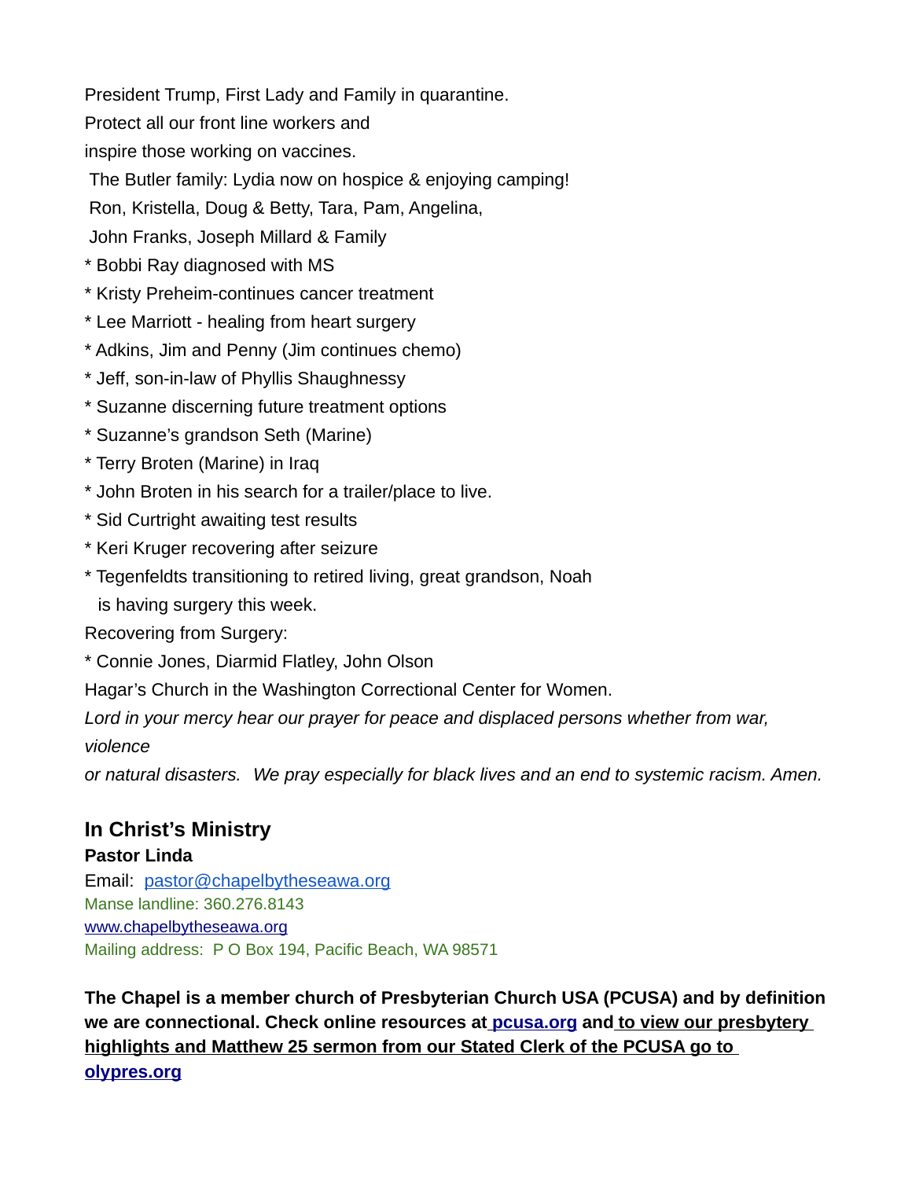President Trump, First Lady and Family in quarantine.

Protect all our front line workers and

inspire those working on vaccines.

The Butler family: Lydia now on hospice & enjoying camping!

Ron, Kristella, Doug & Betty, Tara, Pam, Angelina,

John Franks, Joseph Millard & Family

* Bobbi Ray diagnosed with MS
* Kristy Preheim-continues cancer treatment
* Lee Marriott - healing from heart surgery
* Adkins, Jim and Penny (Jim continues chemo)
* Jeff, son-in-law of Phyllis Shaughnessy
* Suzanne discerning future treatment options
* Suzanne's grandson Seth (Marine)
* Terry Broten (Marine) in Iraq
* John Broten in his search for a trailer/place to live.
* Sid Curtright awaiting test results
* Keri Kruger recovering after seizure
* Tegenfeldts transitioning to retired living, great grandson, Noah is having surgery this week.

Recovering from Surgery:

* Connie Jones, Diarmid Flatley, John Olson

Hagar's Church in the Washington Correctional Center for Women.

*Lord in your mercy hear our prayer for peace and displaced persons whether from war, violence or natural disasters. We pray especially for black lives and an end to systemic racism. Amen.*

## In Christ's Ministry

**Pastor Linda**

Email: pastor@chapelbytheseawa.org

Manse landline: 360.276.8143

www.chapelbytheseawa.org

Mailing address: P O Box 194, Pacific Beach, WA 98571

**The Chapel is a member church of Presbyterian Church USA (PCUSA) and by definition we are connectional. Check online resources at pcusa.org and to view our presbytery highlights and Matthew 25 sermon from our Stated Clerk of the PCUSA go to olypres.org**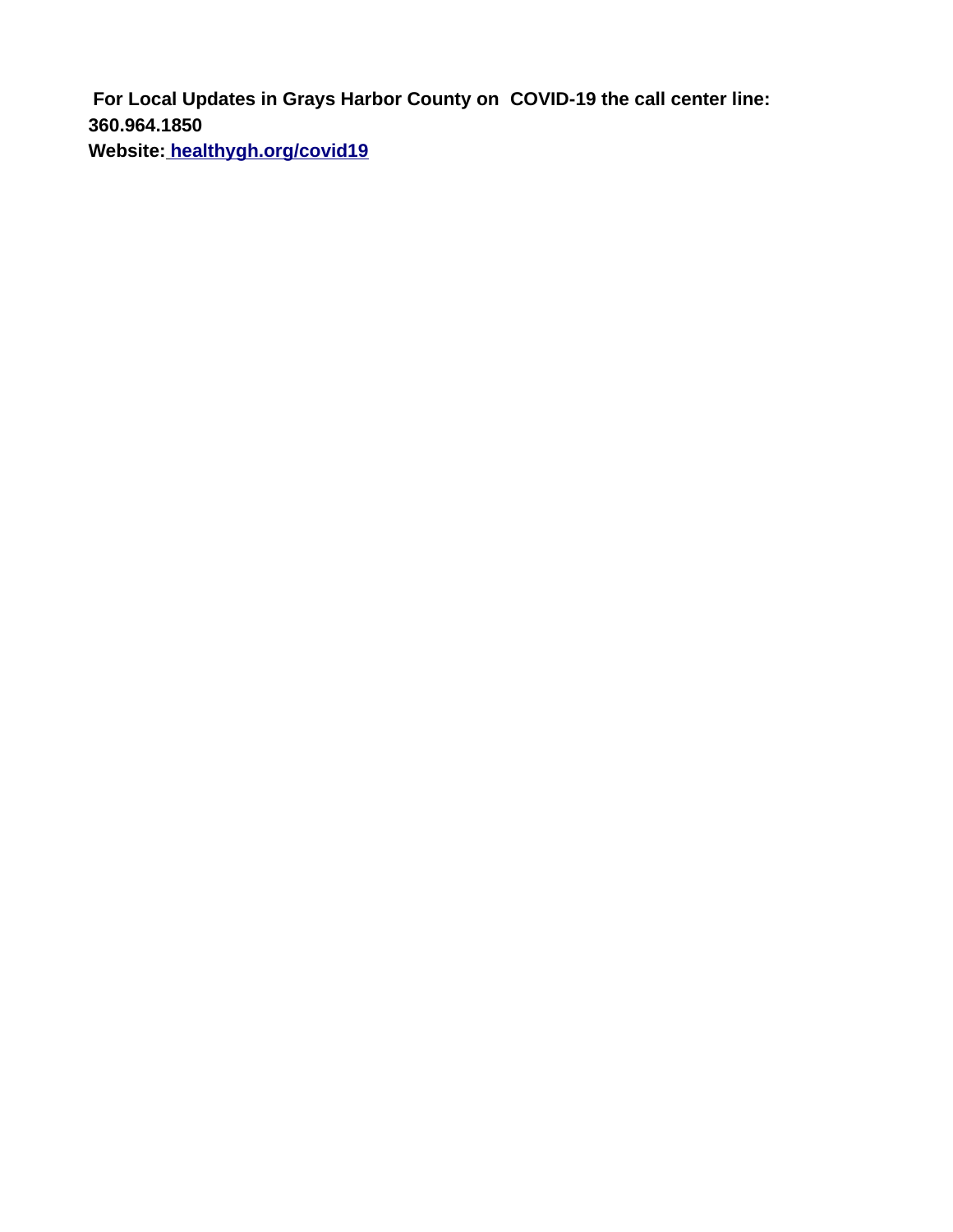**For Local Updates in Grays Harbor County on COVID-19 the call center line: 360.964.1850**

**Website: healthygh.org/covid19**